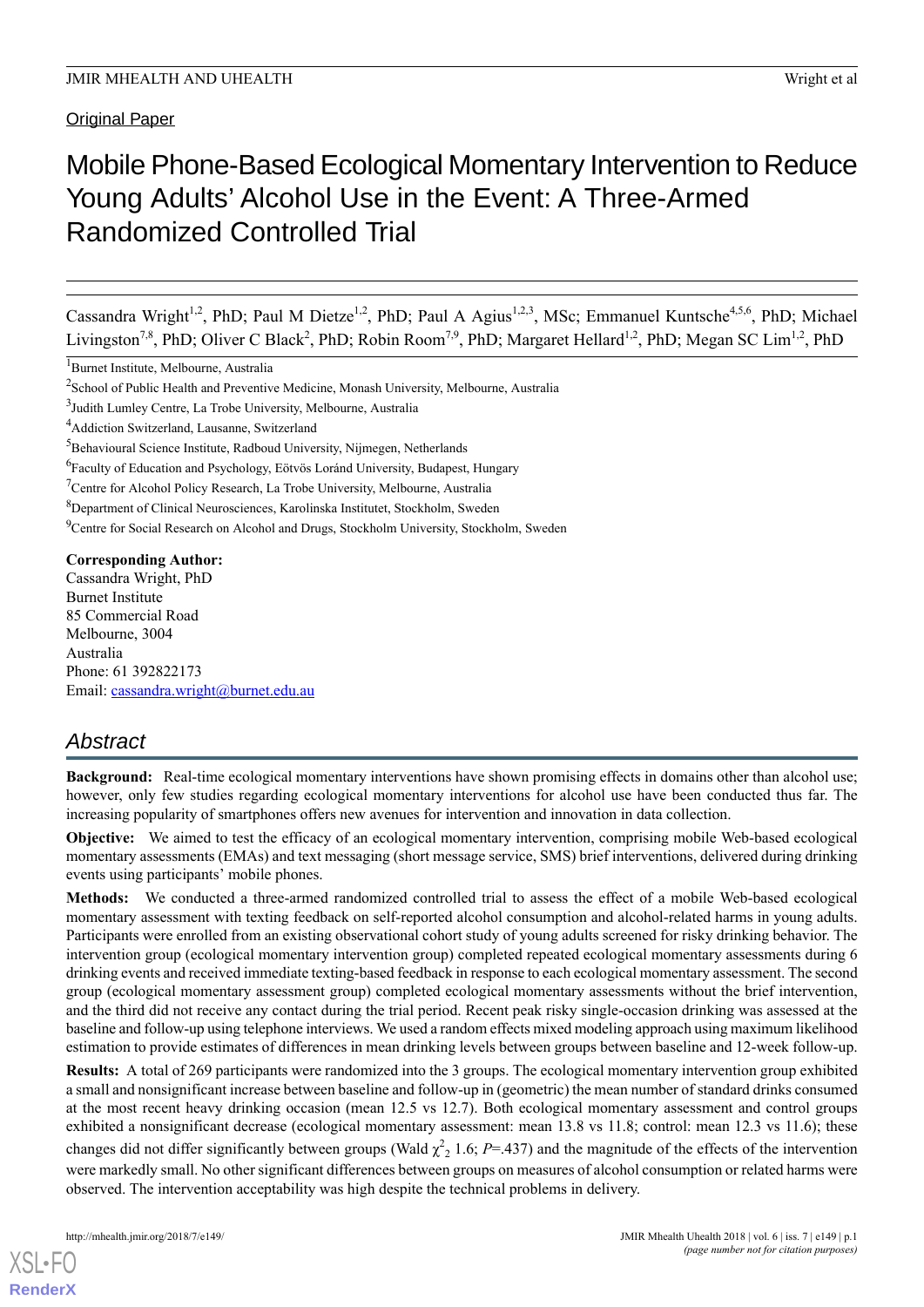Original Paper

# Mobile Phone-Based Ecological Momentary Intervention to Reduce Young Adults' Alcohol Use in the Event: A Three-Armed Randomized Controlled Trial

Cassandra Wright[1,2], PhD; Paul M Dietze[1,2], PhD; Paul A Agius[1,2,3], MSc; Emmanuel Kuntsche[4,5,6], PhD; Michael Livingston[7,8], PhD; Oliver C Black[2], PhD; Robin Room[7,9], PhD; Margaret Hellard[1,2], PhD; Megan SC Lim[1,2], PhD

[1]Burnet Institute, Melbourne, Australia

[2]School of Public Health and Preventive Medicine, Monash University, Melbourne, Australia

[3]Judith Lumley Centre, La Trobe University, Melbourne, Australia

[4]Addiction Switzerland, Lausanne, Switzerland

[5]Behavioural Science Institute, Radboud University, Nijmegen, Netherlands

[6]Faculty of Education and Psychology, Eötvös Loránd University, Budapest, Hungary

[7]Centre for Alcohol Policy Research, La Trobe University, Melbourne, Australia

[8]Department of Clinical Neurosciences, Karolinska Institutet, Stockholm, Sweden

[9]Centre for Social Research on Alcohol and Drugs, Stockholm University, Stockholm, Sweden

**Corresponding Author:**
Cassandra Wright, PhD
Burnet Institute
85 Commercial Road
Melbourne, 3004
Australia
Phone: 61 392822173
Email: cassandra.wright@burnet.edu.au

## Abstract

**Background:** Real-time ecological momentary interventions have shown promising effects in domains other than alcohol use; however, only few studies regarding ecological momentary interventions for alcohol use have been conducted thus far. The increasing popularity of smartphones offers new avenues for intervention and innovation in data collection.

**Objective:** We aimed to test the efficacy of an ecological momentary intervention, comprising mobile Web-based ecological momentary assessments (EMAs) and text messaging (short message service, SMS) brief interventions, delivered during drinking events using participants' mobile phones.

**Methods:** We conducted a three-armed randomized controlled trial to assess the effect of a mobile Web-based ecological momentary assessment with texting feedback on self-reported alcohol consumption and alcohol-related harms in young adults. Participants were enrolled from an existing observational cohort study of young adults screened for risky drinking behavior. The intervention group (ecological momentary intervention group) completed repeated ecological momentary assessments during 6 drinking events and received immediate texting-based feedback in response to each ecological momentary assessment. The second group (ecological momentary assessment group) completed ecological momentary assessments without the brief intervention, and the third did not receive any contact during the trial period. Recent peak risky single-occasion drinking was assessed at the baseline and follow-up using telephone interviews. We used a random effects mixed modeling approach using maximum likelihood estimation to provide estimates of differences in mean drinking levels between groups between baseline and 12-week follow-up.

**Results:** A total of 269 participants were randomized into the 3 groups. The ecological momentary intervention group exhibited a small and nonsignificant increase between baseline and follow-up in (geometric) the mean number of standard drinks consumed at the most recent heavy drinking occasion (mean 12.5 vs 12.7). Both ecological momentary assessment and control groups exhibited a nonsignificant decrease (ecological momentary assessment: mean 13.8 vs 11.8; control: mean 12.3 vs 11.6); these changes did not differ significantly between groups (Wald $\chi^2_2$ 1.6; *P*=.437) and the magnitude of the effects of the intervention were markedly small. No other significant differences between groups on measures of alcohol consumption or related harms were observed. The intervention acceptability was high despite the technical problems in delivery.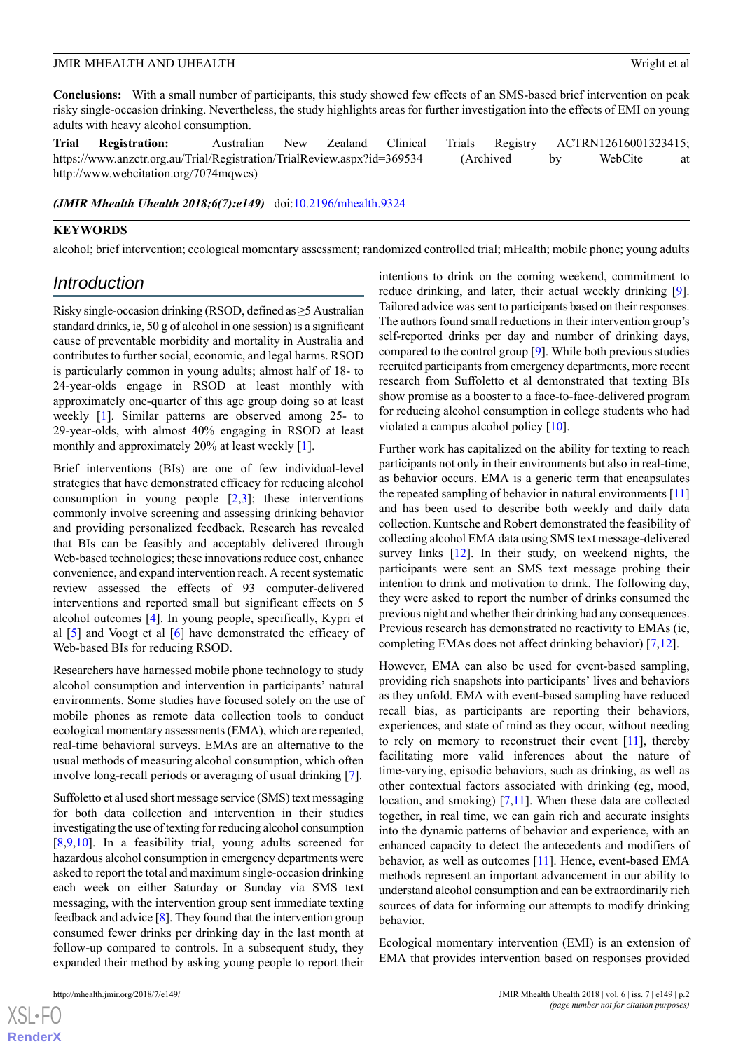**Conclusions:** With a small number of participants, this study showed few effects of an SMS-based brief intervention on peak risky single-occasion drinking. Nevertheless, the study highlights areas for further investigation into the effects of EMI on young adults with heavy alcohol consumption.

**Trial Registration:** Australian New Zealand Clinical Trials Registry ACTRN12616001323415; https://www.anzctr.org.au/Trial/Registration/TrialReview.aspx?id=369534 (Archived by WebCite at http://www.webcitation.org/7074mqwcs)

***(JMIR Mhealth Uhealth 2018;6(7):e149)*** doi:10.2196/mhealth.9324

**KEYWORDS**

alcohol; brief intervention; ecological momentary assessment; randomized controlled trial; mHealth; mobile phone; young adults

## Introduction

Risky single-occasion drinking (RSOD, defined as ≥5 Australian standard drinks, ie, 50 g of alcohol in one session) is a significant cause of preventable morbidity and mortality in Australia and contributes to further social, economic, and legal harms. RSOD is particularly common in young adults; almost half of 18- to 24-year-olds engage in RSOD at least monthly with approximately one-quarter of this age group doing so at least weekly [1]. Similar patterns are observed among 25- to 29-year-olds, with almost 40% engaging in RSOD at least monthly and approximately 20% at least weekly [1].

Brief interventions (BIs) are one of few individual-level strategies that have demonstrated efficacy for reducing alcohol consumption in young people [2,3]; these interventions commonly involve screening and assessing drinking behavior and providing personalized feedback. Research has revealed that BIs can be feasibly and acceptably delivered through Web-based technologies; these innovations reduce cost, enhance convenience, and expand intervention reach. A recent systematic review assessed the effects of 93 computer-delivered interventions and reported small but significant effects on 5 alcohol outcomes [4]. In young people, specifically, Kypri et al [5] and Voogt et al [6] have demonstrated the efficacy of Web-based BIs for reducing RSOD.

Researchers have harnessed mobile phone technology to study alcohol consumption and intervention in participants' natural environments. Some studies have focused solely on the use of mobile phones as remote data collection tools to conduct ecological momentary assessments (EMA), which are repeated, real-time behavioral surveys. EMAs are an alternative to the usual methods of measuring alcohol consumption, which often involve long-recall periods or averaging of usual drinking [7].

Suffoletto et al used short message service (SMS) text messaging for both data collection and intervention in their studies investigating the use of texting for reducing alcohol consumption [8,9,10]. In a feasibility trial, young adults screened for hazardous alcohol consumption in emergency departments were asked to report the total and maximum single-occasion drinking each week on either Saturday or Sunday via SMS text messaging, with the intervention group sent immediate texting feedback and advice [8]. They found that the intervention group consumed fewer drinks per drinking day in the last month at follow-up compared to controls. In a subsequent study, they expanded their method by asking young people to report their intentions to drink on the coming weekend, commitment to reduce drinking, and later, their actual weekly drinking [9]. Tailored advice was sent to participants based on their responses. The authors found small reductions in their intervention group's self-reported drinks per day and number of drinking days, compared to the control group [9]. While both previous studies recruited participants from emergency departments, more recent research from Suffoletto et al demonstrated that texting BIs show promise as a booster to a face-to-face-delivered program for reducing alcohol consumption in college students who had violated a campus alcohol policy [10].

Further work has capitalized on the ability for texting to reach participants not only in their environments but also in real-time, as behavior occurs. EMA is a generic term that encapsulates the repeated sampling of behavior in natural environments [11] and has been used to describe both weekly and daily data collection. Kuntsche and Robert demonstrated the feasibility of collecting alcohol EMA data using SMS text message-delivered survey links [12]. In their study, on weekend nights, the participants were sent an SMS text message probing their intention to drink and motivation to drink. The following day, they were asked to report the number of drinks consumed the previous night and whether their drinking had any consequences. Previous research has demonstrated no reactivity to EMAs (ie, completing EMAs does not affect drinking behavior) [7,12].

However, EMA can also be used for event-based sampling, providing rich snapshots into participants' lives and behaviors as they unfold. EMA with event-based sampling have reduced recall bias, as participants are reporting their behaviors, experiences, and state of mind as they occur, without needing to rely on memory to reconstruct their event [11], thereby facilitating more valid inferences about the nature of time-varying, episodic behaviors, such as drinking, as well as other contextual factors associated with drinking (eg, mood, location, and smoking) [7,11]. When these data are collected together, in real time, we can gain rich and accurate insights into the dynamic patterns of behavior and experience, with an enhanced capacity to detect the antecedents and modifiers of behavior, as well as outcomes [11]. Hence, event-based EMA methods represent an important advancement in our ability to understand alcohol consumption and can be extraordinarily rich sources of data for informing our attempts to modify drinking behavior.

Ecological momentary intervention (EMI) is an extension of EMA that provides intervention based on responses provided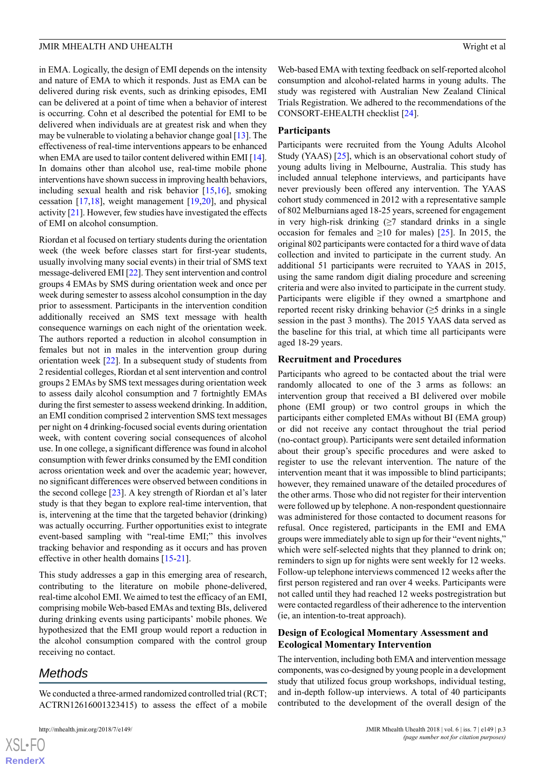in EMA. Logically, the design of EMI depends on the intensity and nature of EMA to which it responds. Just as EMA can be delivered during risk events, such as drinking episodes, EMI can be delivered at a point of time when a behavior of interest is occurring. Cohn et al described the potential for EMI to be delivered when individuals are at greatest risk and when they may be vulnerable to violating a behavior change goal [13]. The effectiveness of real-time interventions appears to be enhanced when EMA are used to tailor content delivered within EMI [14]. In domains other than alcohol use, real-time mobile phone interventions have shown success in improving health behaviors, including sexual health and risk behavior [15,16], smoking cessation [17,18], weight management [19,20], and physical activity [21]. However, few studies have investigated the effects of EMI on alcohol consumption.

Riordan et al focused on tertiary students during the orientation week (the week before classes start for first-year students, usually involving many social events) in their trial of SMS text message-delivered EMI [22]. They sent intervention and control groups 4 EMAs by SMS during orientation week and once per week during semester to assess alcohol consumption in the day prior to assessment. Participants in the intervention condition additionally received an SMS text message with health consequence warnings on each night of the orientation week. The authors reported a reduction in alcohol consumption in females but not in males in the intervention group during orientation week [22]. In a subsequent study of students from 2 residential colleges, Riordan et al sent intervention and control groups 2 EMAs by SMS text messages during orientation week to assess daily alcohol consumption and 7 fortnightly EMAs during the first semester to assess weekend drinking. In addition, an EMI condition comprised 2 intervention SMS text messages per night on 4 drinking-focused social events during orientation week, with content covering social consequences of alcohol use. In one college, a significant difference was found in alcohol consumption with fewer drinks consumed by the EMI condition across orientation week and over the academic year; however, no significant differences were observed between conditions in the second college [23]. A key strength of Riordan et al's later study is that they began to explore real-time intervention, that is, intervening at the time that the targeted behavior (drinking) was actually occurring. Further opportunities exist to integrate event-based sampling with "real-time EMI;" this involves tracking behavior and responding as it occurs and has proven effective in other health domains [15-21].

This study addresses a gap in this emerging area of research, contributing to the literature on mobile phone-delivered, real-time alcohol EMI. We aimed to test the efficacy of an EMI, comprising mobile Web-based EMAs and texting BIs, delivered during drinking events using participants' mobile phones. We hypothesized that the EMI group would report a reduction in the alcohol consumption compared with the control group receiving no contact.

## Methods

We conducted a three-armed randomized controlled trial (RCT; ACTRN12616001323415) to assess the effect of a mobile Web-based EMA with texting feedback on self-reported alcohol consumption and alcohol-related harms in young adults. The study was registered with Australian New Zealand Clinical Trials Registration. We adhered to the recommendations of the CONSORT-EHEALTH checklist [24].

### Participants

Participants were recruited from the Young Adults Alcohol Study (YAAS) [25], which is an observational cohort study of young adults living in Melbourne, Australia. This study has included annual telephone interviews, and participants have never previously been offered any intervention. The YAAS cohort study commenced in 2012 with a representative sample of 802 Melburnians aged 18-25 years, screened for engagement in very high-risk drinking (≥7 standard drinks in a single occasion for females and ≥10 for males) [25]. In 2015, the original 802 participants were contacted for a third wave of data collection and invited to participate in the current study. An additional 51 participants were recruited to YAAS in 2015, using the same random digit dialing procedure and screening criteria and were also invited to participate in the current study. Participants were eligible if they owned a smartphone and reported recent risky drinking behavior (≥5 drinks in a single session in the past 3 months). The 2015 YAAS data served as the baseline for this trial, at which time all participants were aged 18-29 years.

### Recruitment and Procedures

Participants who agreed to be contacted about the trial were randomly allocated to one of the 3 arms as follows: an intervention group that received a BI delivered over mobile phone (EMI group) or two control groups in which the participants either completed EMAs without BI (EMA group) or did not receive any contact throughout the trial period (no-contact group). Participants were sent detailed information about their group's specific procedures and were asked to register to use the relevant intervention. The nature of the intervention meant that it was impossible to blind participants; however, they remained unaware of the detailed procedures of the other arms. Those who did not register for their intervention were followed up by telephone. A non-respondent questionnaire was administered for those contacted to document reasons for refusal. Once registered, participants in the EMI and EMA groups were immediately able to sign up for their "event nights," which were self-selected nights that they planned to drink on; reminders to sign up for nights were sent weekly for 12 weeks. Follow-up telephone interviews commenced 12 weeks after the first person registered and ran over 4 weeks. Participants were not called until they had reached 12 weeks postregistration but were contacted regardless of their adherence to the intervention (ie, an intention-to-treat approach).

### Design of Ecological Momentary Assessment and Ecological Momentary Intervention

The intervention, including both EMA and intervention message components, was co-designed by young people in a development study that utilized focus group workshops, individual testing, and in-depth follow-up interviews. A total of 40 participants contributed to the development of the overall design of the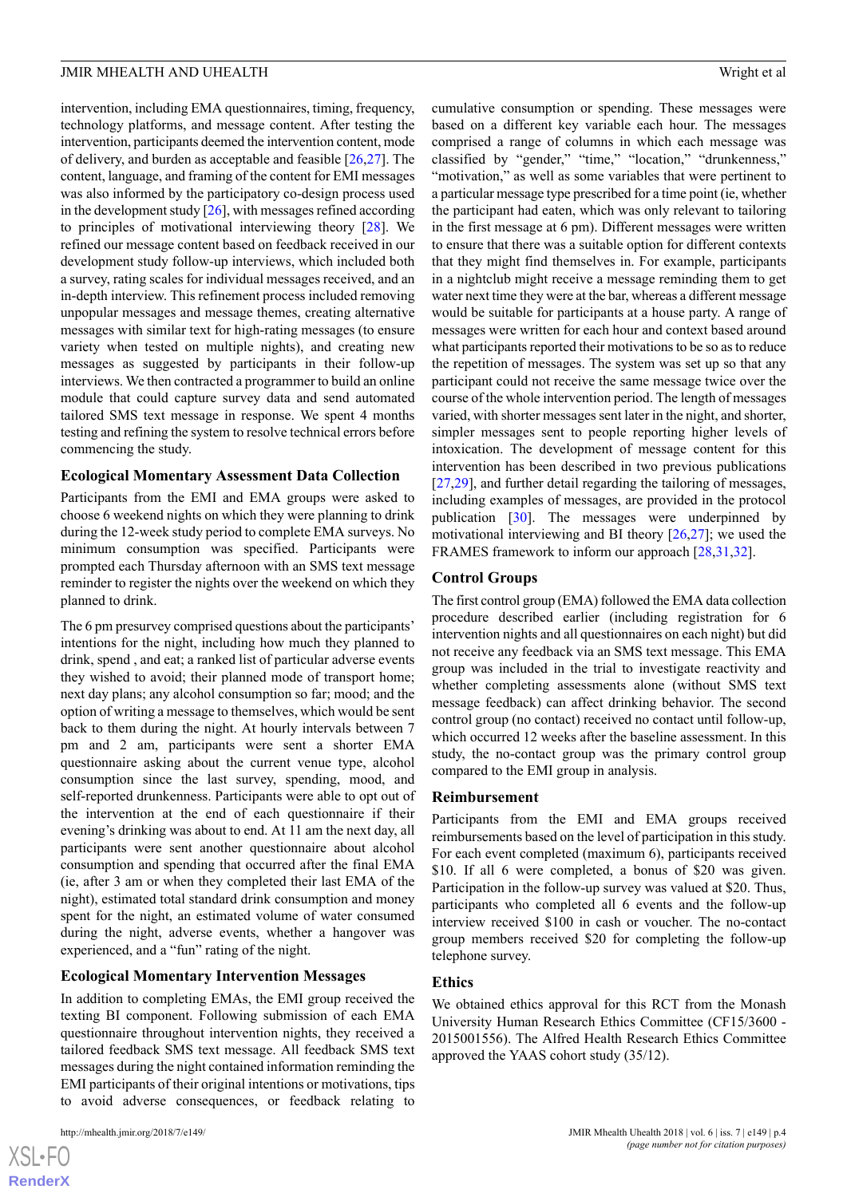intervention, including EMA questionnaires, timing, frequency, technology platforms, and message content. After testing the intervention, participants deemed the intervention content, mode of delivery, and burden as acceptable and feasible [26,27]. The content, language, and framing of the content for EMI messages was also informed by the participatory co-design process used in the development study [26], with messages refined according to principles of motivational interviewing theory [28]. We refined our message content based on feedback received in our development study follow-up interviews, which included both a survey, rating scales for individual messages received, and an in-depth interview. This refinement process included removing unpopular messages and message themes, creating alternative messages with similar text for high-rating messages (to ensure variety when tested on multiple nights), and creating new messages as suggested by participants in their follow-up interviews. We then contracted a programmer to build an online module that could capture survey data and send automated tailored SMS text message in response. We spent 4 months testing and refining the system to resolve technical errors before commencing the study.

### Ecological Momentary Assessment Data Collection

Participants from the EMI and EMA groups were asked to choose 6 weekend nights on which they were planning to drink during the 12-week study period to complete EMA surveys. No minimum consumption was specified. Participants were prompted each Thursday afternoon with an SMS text message reminder to register the nights over the weekend on which they planned to drink.

The 6 pm presurvey comprised questions about the participants' intentions for the night, including how much they planned to drink, spend , and eat; a ranked list of particular adverse events they wished to avoid; their planned mode of transport home; next day plans; any alcohol consumption so far; mood; and the option of writing a message to themselves, which would be sent back to them during the night. At hourly intervals between 7 pm and 2 am, participants were sent a shorter EMA questionnaire asking about the current venue type, alcohol consumption since the last survey, spending, mood, and self-reported drunkenness. Participants were able to opt out of the intervention at the end of each questionnaire if their evening's drinking was about to end. At 11 am the next day, all participants were sent another questionnaire about alcohol consumption and spending that occurred after the final EMA (ie, after 3 am or when they completed their last EMA of the night), estimated total standard drink consumption and money spent for the night, an estimated volume of water consumed during the night, adverse events, whether a hangover was experienced, and a "fun" rating of the night.

### Ecological Momentary Intervention Messages

In addition to completing EMAs, the EMI group received the texting BI component. Following submission of each EMA questionnaire throughout intervention nights, they received a tailored feedback SMS text message. All feedback SMS text messages during the night contained information reminding the EMI participants of their original intentions or motivations, tips to avoid adverse consequences, or feedback relating to cumulative consumption or spending. These messages were based on a different key variable each hour. The messages comprised a range of columns in which each message was classified by "gender," "time," "location," "drunkenness," "motivation," as well as some variables that were pertinent to a particular message type prescribed for a time point (ie, whether the participant had eaten, which was only relevant to tailoring in the first message at 6 pm). Different messages were written to ensure that there was a suitable option for different contexts that they might find themselves in. For example, participants in a nightclub might receive a message reminding them to get water next time they were at the bar, whereas a different message would be suitable for participants at a house party. A range of messages were written for each hour and context based around what participants reported their motivations to be so as to reduce the repetition of messages. The system was set up so that any participant could not receive the same message twice over the course of the whole intervention period. The length of messages varied, with shorter messages sent later in the night, and shorter, simpler messages sent to people reporting higher levels of intoxication. The development of message content for this intervention has been described in two previous publications [27,29], and further detail regarding the tailoring of messages, including examples of messages, are provided in the protocol publication [30]. The messages were underpinned by motivational interviewing and BI theory [26,27]; we used the FRAMES framework to inform our approach [28,31,32].

### Control Groups

The first control group (EMA) followed the EMA data collection procedure described earlier (including registration for 6 intervention nights and all questionnaires on each night) but did not receive any feedback via an SMS text message. This EMA group was included in the trial to investigate reactivity and whether completing assessments alone (without SMS text message feedback) can affect drinking behavior. The second control group (no contact) received no contact until follow-up, which occurred 12 weeks after the baseline assessment. In this study, the no-contact group was the primary control group compared to the EMI group in analysis.

### Reimbursement

Participants from the EMI and EMA groups received reimbursements based on the level of participation in this study. For each event completed (maximum 6), participants received $10. If all 6 were completed, a bonus of $20 was given. Participation in the follow-up survey was valued at $20. Thus, participants who completed all 6 events and the follow-up interview received $100 in cash or voucher. The no-contact group members received $20 for completing the follow-up telephone survey.

### Ethics

We obtained ethics approval for this RCT from the Monash University Human Research Ethics Committee (CF15/3600 - 2015001556). The Alfred Health Research Ethics Committee approved the YAAS cohort study (35/12).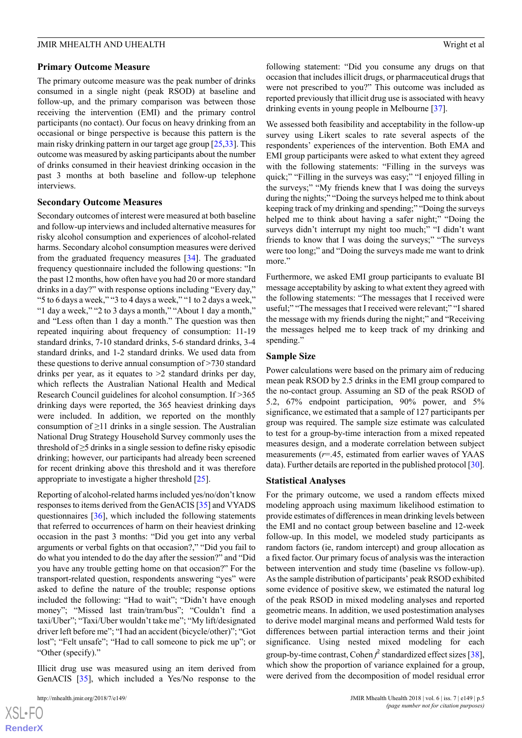### Primary Outcome Measure

The primary outcome measure was the peak number of drinks consumed in a single night (peak RSOD) at baseline and follow-up, and the primary comparison was between those receiving the intervention (EMI) and the primary control participants (no contact). Our focus on heavy drinking from an occasional or binge perspective is because this pattern is the main risky drinking pattern in our target age group [25,33]. This outcome was measured by asking participants about the number of drinks consumed in their heaviest drinking occasion in the past 3 months at both baseline and follow-up telephone interviews.

### Secondary Outcome Measures

Secondary outcomes of interest were measured at both baseline and follow-up interviews and included alternative measures for risky alcohol consumption and experiences of alcohol-related harms. Secondary alcohol consumption measures were derived from the graduated frequency measures [34]. The graduated frequency questionnaire included the following questions: "In the past 12 months, how often have you had 20 or more standard drinks in a day?" with response options including "Every day," "5 to 6 days a week," "3 to 4 days a week," "1 to 2 days a week," "1 day a week," "2 to 3 days a month," "About 1 day a month," and "Less often than 1 day a month." The question was then repeated inquiring about frequency of consumption: 11-19 standard drinks, 7-10 standard drinks, 5-6 standard drinks, 3-4 standard drinks, and 1-2 standard drinks. We used data from these questions to derive annual consumption of >730 standard drinks per year, as it equates to >2 standard drinks per day, which reflects the Australian National Health and Medical Research Council guidelines for alcohol consumption. If >365 drinking days were reported, the 365 heaviest drinking days were included. In addition, we reported on the monthly consumption of ≥11 drinks in a single session. The Australian National Drug Strategy Household Survey commonly uses the threshold of ≥5 drinks in a single session to define risky episodic drinking; however, our participants had already been screened for recent drinking above this threshold and it was therefore appropriate to investigate a higher threshold [25].

Reporting of alcohol-related harms included yes/no/don't know responses to items derived from the GenACIS [35] and VYADS questionnaires [36], which included the following statements that referred to occurrences of harm on their heaviest drinking occasion in the past 3 months: "Did you get into any verbal arguments or verbal fights on that occasion?," "Did you fail to do what you intended to do the day after the session?" and "Did you have any trouble getting home on that occasion?" For the transport-related question, respondents answering "yes" were asked to define the nature of the trouble; response options included the following: "Had to wait"; "Didn't have enough money"; "Missed last train/tram/bus"; "Couldn't find a taxi/Uber"; "Taxi/Uber wouldn't take me"; "My lift/designated driver left before me"; "I had an accident (bicycle/other)"; "Got lost"; "Felt unsafe"; "Had to call someone to pick me up"; or "Other (specify)."

Illicit drug use was measured using an item derived from GenACIS [35], which included a Yes/No response to the following statement: "Did you consume any drugs on that occasion that includes illicit drugs, or pharmaceutical drugs that were not prescribed to you?" This outcome was included as reported previously that illicit drug use is associated with heavy drinking events in young people in Melbourne [37].

We assessed both feasibility and acceptability in the follow-up survey using Likert scales to rate several aspects of the respondents' experiences of the intervention. Both EMA and EMI group participants were asked to what extent they agreed with the following statements: "Filling in the surveys was quick;" "Filling in the surveys was easy;" "I enjoyed filling in the surveys;" "My friends knew that I was doing the surveys during the nights;" "Doing the surveys helped me to think about keeping track of my drinking and spending;" "Doing the surveys helped me to think about having a safer night;" "Doing the surveys didn't interrupt my night too much;" "I didn't want friends to know that I was doing the surveys;" "The surveys were too long;" and "Doing the surveys made me want to drink more."

Furthermore, we asked EMI group participants to evaluate BI message acceptability by asking to what extent they agreed with the following statements: "The messages that I received were useful;" "The messages that I received were relevant;" "I shared the message with my friends during the night;" and "Receiving the messages helped me to keep track of my drinking and spending."

### Sample Size

Power calculations were based on the primary aim of reducing mean peak RSOD by 2.5 drinks in the EMI group compared to the no-contact group. Assuming an SD of the peak RSOD of 5.2, 67% endpoint participation, 90% power, and 5% significance, we estimated that a sample of 127 participants per group was required. The sample size estimate was calculated to test for a group-by-time interaction from a mixed repeated measures design, and a moderate correlation between subject measurements ($r$=.45, estimated from earlier waves of YAAS data). Further details are reported in the published protocol [30].

### Statistical Analyses

For the primary outcome, we used a random effects mixed modeling approach using maximum likelihood estimation to provide estimates of differences in mean drinking levels between the EMI and no contact group between baseline and 12-week follow-up. In this model, we modeled study participants as random factors (ie, random intercept) and group allocation as a fixed factor. Our primary focus of analysis was the interaction between intervention and study time (baseline vs follow-up). As the sample distribution of participants' peak RSOD exhibited some evidence of positive skew, we estimated the natural log of the peak RSOD in mixed modeling analyses and reported geometric means. In addition, we used postestimation analyses to derive model marginal means and performed Wald tests for differences between partial interaction terms and their joint significance. Using nested mixed modeling for each group-by-time contrast, Cohen $f^2$ standardized effect sizes [38], which show the proportion of variance explained for a group, were derived from the decomposition of model residual error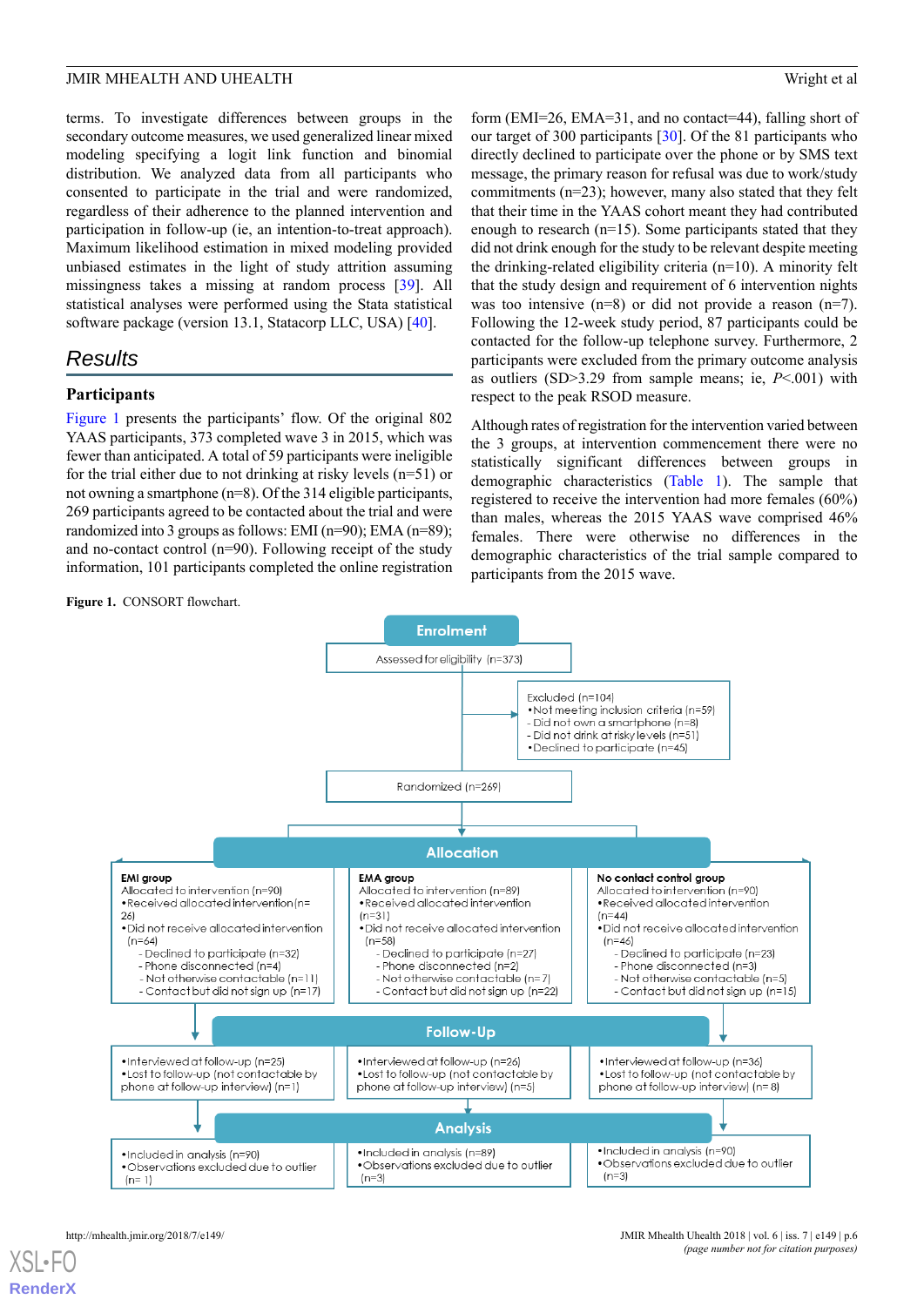terms. To investigate differences between groups in the secondary outcome measures, we used generalized linear mixed modeling specifying a logit link function and binomial distribution. We analyzed data from all participants who consented to participate in the trial and were randomized, regardless of their adherence to the planned intervention and participation in follow-up (ie, an intention-to-treat approach). Maximum likelihood estimation in mixed modeling provided unbiased estimates in the light of study attrition assuming missingness takes a missing at random process [39]. All statistical analyses were performed using the Stata statistical software package (version 13.1, Statacorp LLC, USA) [40].

## Results

### Participants

Figure 1 presents the participants' flow. Of the original 802 YAAS participants, 373 completed wave 3 in 2015, which was fewer than anticipated. A total of 59 participants were ineligible for the trial either due to not drinking at risky levels (n=51) or not owning a smartphone (n=8). Of the 314 eligible participants, 269 participants agreed to be contacted about the trial and were randomized into 3 groups as follows: EMI (n=90); EMA (n=89); and no-contact control (n=90). Following receipt of the study information, 101 participants completed the online registration form (EMI=26, EMA=31, and no contact=44), falling short of our target of 300 participants [30]. Of the 81 participants who directly declined to participate over the phone or by SMS text message, the primary reason for refusal was due to work/study commitments (n=23); however, many also stated that they felt that their time in the YAAS cohort meant they had contributed enough to research (n=15). Some participants stated that they did not drink enough for the study to be relevant despite meeting the drinking-related eligibility criteria (n=10). A minority felt that the study design and requirement of 6 intervention nights was too intensive (n=8) or did not provide a reason (n=7). Following the 12-week study period, 87 participants could be contacted for the follow-up telephone survey. Furthermore, 2 participants were excluded from the primary outcome analysis as outliers (SD>3.29 from sample means; ie, $P<.001$) with respect to the peak RSOD measure.

Although rates of registration for the intervention varied between the 3 groups, at intervention commencement there were no statistically significant differences between groups in demographic characteristics (Table 1). The sample that registered to receive the intervention had more females (60%) than males, whereas the 2015 YAAS wave comprised 46% females. There were otherwise no differences in the demographic characteristics of the trial sample compared to participants from the 2015 wave.

**Figure 1.** CONSORT flowchart.

**Enrolment**

Assessed for eligibility (n=373)

Excluded (n=104)
- Not meeting inclusion criteria (n=59)
  - Did not own a smartphone (n=8)
  - Did not drink at risky levels (n=51)
- Declined to participate (n=45)

Randomized (n=269)

**Allocation**

**EMI group**
Allocated to intervention (n=90)
- Received allocated intervention (n=26)
- Did not receive allocated intervention (n=64)
  - Declined to participate (n=32)
  - Phone disconnected (n=4)
  - Not otherwise contactable (n=11)
  - Contact but did not sign up (n=17)

**EMA group**
Allocated to intervention (n=89)
- Received allocated intervention (n=31)
- Did not receive allocated intervention (n=58)
  - Declined to participate (n=27)
  - Phone disconnected (n=2)
  - Not otherwise contactable (n=7)
  - Contact but did not sign up (n=22)

**No contact control group**
Allocated to intervention (n=90)
- Received allocated intervention (n=44)
- Did not receive allocated intervention (n=46)
  - Declined to participate (n=23)
  - Phone disconnected (n=3)
  - Not otherwise contactable (n=5)
  - Contact but did not sign up (n=15)

**Follow-Up**

EMI: Interviewed at follow-up (n=25); Lost to follow-up (not contactable by phone at follow-up interview) (n=1)

EMA: Interviewed at follow-up (n=26); Lost to follow-up (not contactable by phone at follow-up interview) (n=5)

No contact control: Interviewed at follow-up (n=36); Lost to follow-up (not contactable by phone at follow-up interview) (n= 8)

**Analysis**

EMI: Included in analysis (n=90); Observations excluded due to outlier (n= 1)

EMA: Included in analysis (n=89); Observations excluded due to outlier (n=3)

No contact control: Included in analysis (n=90); Observations excluded due to outlier (n=3)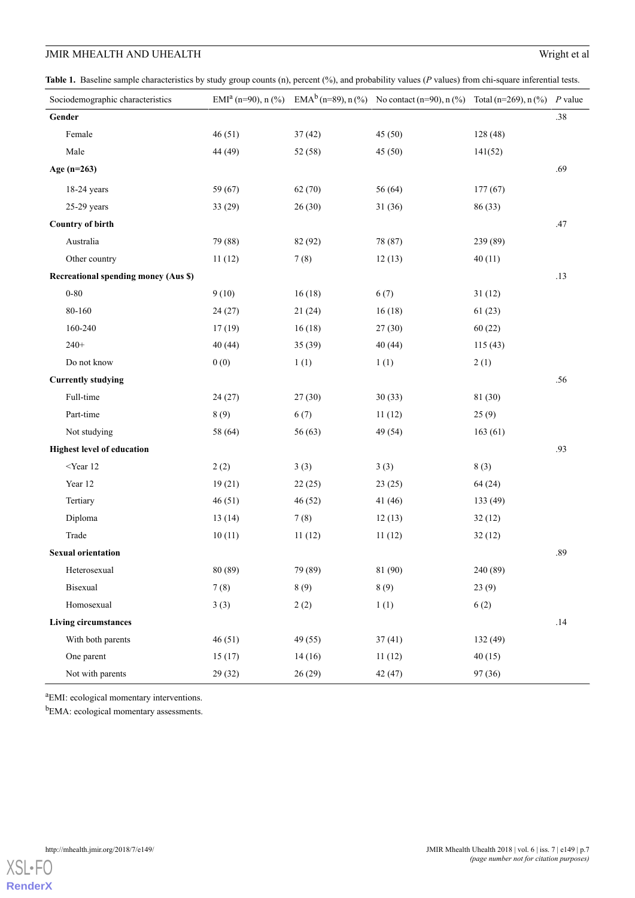**Table 1.** Baseline sample characteristics by study group counts (n), percent (%), and probability values (*P* values) from chi-square inferential tests.

| Sociodemographic characteristics | EMI[a] (n=90), n (%) | EMA[b] (n=89), n (%) | No contact (n=90), n (%) | Total (n=269), n (%) | *P* value |
|---|---|---|---|---|---|
| **Gender** | | | | | .38 |
| Female | 46 (51) | 37 (42) | 45 (50) | 128 (48) | |
| Male | 44 (49) | 52 (58) | 45 (50) | 141(52) | |
| **Age (n=263)** | | | | | .69 |
| 18-24 years | 59 (67) | 62 (70) | 56 (64) | 177 (67) | |
| 25-29 years | 33 (29) | 26 (30) | 31 (36) | 86 (33) | |
| **Country of birth** | | | | | .47 |
| Australia | 79 (88) | 82 (92) | 78 (87) | 239 (89) | |
| Other country | 11 (12) | 7 (8) | 12 (13) | 40 (11) | |
| **Recreational spending money (Aus $)** | | | | | .13 |
| 0-80 | 9 (10) | 16 (18) | 6 (7) | 31 (12) | |
| 80-160 | 24 (27) | 21 (24) | 16 (18) | 61 (23) | |
| 160-240 | 17 (19) | 16 (18) | 27 (30) | 60 (22) | |
| 240+ | 40 (44) | 35 (39) | 40 (44) | 115 (43) | |
| Do not know | 0 (0) | 1 (1) | 1 (1) | 2 (1) | |
| **Currently studying** | | | | | .56 |
| Full-time | 24 (27) | 27 (30) | 30 (33) | 81 (30) | |
| Part-time | 8 (9) | 6 (7) | 11 (12) | 25 (9) | |
| Not studying | 58 (64) | 56 (63) | 49 (54) | 163 (61) | |
| **Highest level of education** | | | | | .93 |
| <Year 12 | 2 (2) | 3 (3) | 3 (3) | 8 (3) | |
| Year 12 | 19 (21) | 22 (25) | 23 (25) | 64 (24) | |
| Tertiary | 46 (51) | 46 (52) | 41 (46) | 133 (49) | |
| Diploma | 13 (14) | 7 (8) | 12 (13) | 32 (12) | |
| Trade | 10 (11) | 11 (12) | 11 (12) | 32 (12) | |
| **Sexual orientation** | | | | | .89 |
| Heterosexual | 80 (89) | 79 (89) | 81 (90) | 240 (89) | |
| Bisexual | 7 (8) | 8 (9) | 8 (9) | 23 (9) | |
| Homosexual | 3 (3) | 2 (2) | 1 (1) | 6 (2) | |
| **Living circumstances** | | | | | .14 |
| With both parents | 46 (51) | 49 (55) | 37 (41) | 132 (49) | |
| One parent | 15 (17) | 14 (16) | 11 (12) | 40 (15) | |
| Not with parents | 29 (32) | 26 (29) | 42 (47) | 97 (36) | |

[a]EMI: ecological momentary interventions.

[b]EMA: ecological momentary assessments.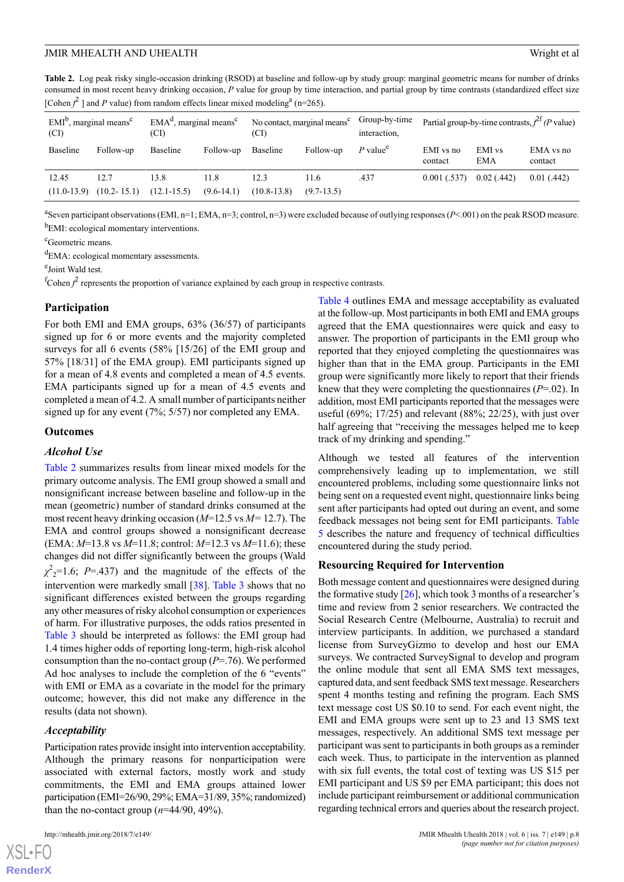**Table 2.** Log peak risky single-occasion drinking (RSOD) at baseline and follow-up by study group: marginal geometric means for number of drinks consumed in most recent heavy drinking occasion, *P* value for group by time interaction, and partial group by time contrasts (standardized effect size [Cohen $f^2$ ] and *P* value) from random effects linear mixed modeling[a] (n=265).

| EMI[b], marginal means[c] (CI) | | EMA[d], marginal means[c] (CI) | | No contact, marginal means[c] (CI) | | Group-by-time interaction, | Partial group-by-time contrasts, $f^{2f}$ *(P* value) | | |
|---|---|---|---|---|---|---|---|---|---|
| Baseline | Follow-up | Baseline | Follow-up | Baseline | Follow-up | *P* value[e] | EMI vs no contact | EMI vs EMA | EMA vs no contact |
| 12.45 (11.0-13.9) | 12.7 (10.2- 15.1) | 13.8 (12.1-15.5) | 11.8 (9.6-14.1) | 12.3 (10.8-13.8) | 11.6 (9.7-13.5) | .437 | 0.001 (.537) | 0.02 (.442) | 0.01 (.442) |

[a]Seven participant observations (EMI, n=1; EMA, n=3; control, n=3) were excluded because of outlying responses (*P*<.001) on the peak RSOD measure.

[b]EMI: ecological momentary interventions.

[c]Geometric means.

[d]EMA: ecological momentary assessments.

[e]Joint Wald test.

[f]Cohen $f^2$ represents the proportion of variance explained by each group in respective contrasts.

## Participation

For both EMI and EMA groups, 63% (36/57) of participants signed up for 6 or more events and the majority completed surveys for all 6 events (58% [15/26] of the EMI group and 57% [18/31] of the EMA group). EMI participants signed up for a mean of 4.8 events and completed a mean of 4.5 events. EMA participants signed up for a mean of 4.5 events and completed a mean of 4.2. A small number of participants neither signed up for any event (7%; 5/57) nor completed any EMA.

## Outcomes

### Alcohol Use

Table 2 summarizes results from linear mixed models for the primary outcome analysis. The EMI group showed a small and nonsignificant increase between baseline and follow-up in the mean (geometric) number of standard drinks consumed at the most recent heavy drinking occasion (*M*=12.5 vs *M*= 12.7). The EMA and control groups showed a nonsignificant decrease (EMA: *M*=13.8 vs *M*=11.8; control: *M*=12.3 vs *M*=11.6); these changes did not differ significantly between the groups (Wald $\chi^2_2$=1.6; *P*=.437) and the magnitude of the effects of the intervention were markedly small [38]. Table 3 shows that no significant differences existed between the groups regarding any other measures of risky alcohol consumption or experiences of harm. For illustrative purposes, the odds ratios presented in Table 3 should be interpreted as follows: the EMI group had 1.4 times higher odds of reporting long-term, high-risk alcohol consumption than the no-contact group (*P*=.76). We performed Ad hoc analyses to include the completion of the 6 "events" with EMI or EMA as a covariate in the model for the primary outcome; however, this did not make any difference in the results (data not shown).

### Acceptability

Participation rates provide insight into intervention acceptability. Although the primary reasons for nonparticipation were associated with external factors, mostly work and study commitments, the EMI and EMA groups attained lower participation (EMI=26/90, 29%; EMA=31/89, 35%; randomized) than the no-contact group (*n*=44/90, 49%).

Table 4 outlines EMA and message acceptability as evaluated at the follow-up. Most participants in both EMI and EMA groups agreed that the EMA questionnaires were quick and easy to answer. The proportion of participants in the EMI group who reported that they enjoyed completing the questionnaires was higher than that in the EMA group. Participants in the EMI group were significantly more likely to report that their friends knew that they were completing the questionnaires (*P*=.02). In addition, most EMI participants reported that the messages were useful (69%; 17/25) and relevant (88%; 22/25), with just over half agreeing that "receiving the messages helped me to keep track of my drinking and spending."

Although we tested all features of the intervention comprehensively leading up to implementation, we still encountered problems, including some questionnaire links not being sent on a requested event night, questionnaire links being sent after participants had opted out during an event, and some feedback messages not being sent for EMI participants. Table 5 describes the nature and frequency of technical difficulties encountered during the study period.

## Resourcing Required for Intervention

Both message content and questionnaires were designed during the formative study [26], which took 3 months of a researcher's time and review from 2 senior researchers. We contracted the Social Research Centre (Melbourne, Australia) to recruit and interview participants. In addition, we purchased a standard license from SurveyGizmo to develop and host our EMA surveys. We contracted SurveySignal to develop and program the online module that sent all EMA SMS text messages, captured data, and sent feedback SMS text message. Researchers spent 4 months testing and refining the program. Each SMS text message cost US $0.10 to send. For each event night, the EMI and EMA groups were sent up to 23 and 13 SMS text messages, respectively. An additional SMS text message per participant was sent to participants in both groups as a reminder each week. Thus, to participate in the intervention as planned with six full events, the total cost of texting was US $15 per EMI participant and US $9 per EMA participant; this does not include participant reimbursement or additional communication regarding technical errors and queries about the research project.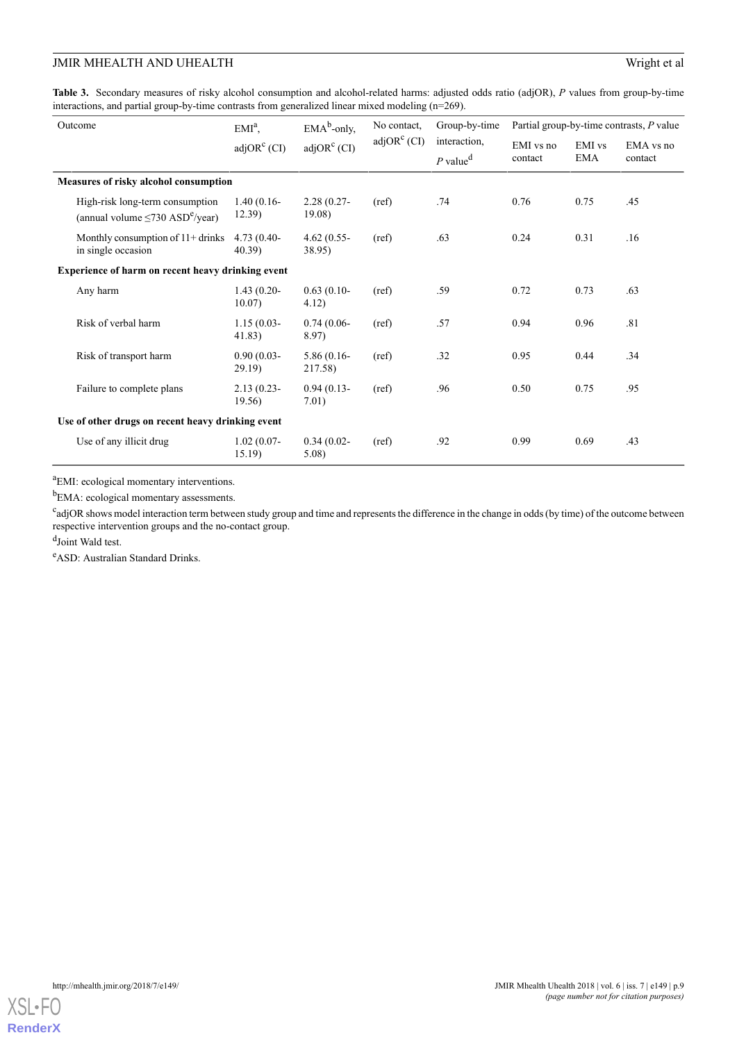**Table 3.** Secondary measures of risky alcohol consumption and alcohol-related harms: adjusted odds ratio (adjOR), *P* values from group-by-time interactions, and partial group-by-time contrasts from generalized linear mixed modeling (n=269).

| Outcome | EMI[a], adjOR[c] (CI) | EMA[b]-only, adjOR[c] (CI) | No contact, adjOR[c] (CI) | Group-by-time interaction, *P* value[d] | Partial group-by-time contrasts, *P* value | | |
|---|---|---|---|---|---|---|---|
| | | | | | EMI vs no contact | EMI vs EMA | EMA vs no contact |
| **Measures of risky alcohol consumption** | | | | | | | |
| High-risk long-term consumption (annual volume ≤730 ASD[e]/year) | 1.40 (0.16-12.39) | 2.28 (0.27-19.08) | (ref) | .74 | 0.76 | 0.75 | .45 |
| Monthly consumption of 11+ drinks in single occasion | 4.73 (0.40-40.39) | 4.62 (0.55-38.95) | (ref) | .63 | 0.24 | 0.31 | .16 |
| **Experience of harm on recent heavy drinking event** | | | | | | | |
| Any harm | 1.43 (0.20-10.07) | 0.63 (0.10-4.12) | (ref) | .59 | 0.72 | 0.73 | .63 |
| Risk of verbal harm | 1.15 (0.03-41.83) | 0.74 (0.06-8.97) | (ref) | .57 | 0.94 | 0.96 | .81 |
| Risk of transport harm | 0.90 (0.03-29.19) | 5.86 (0.16-217.58) | (ref) | .32 | 0.95 | 0.44 | .34 |
| Failure to complete plans | 2.13 (0.23-19.56) | 0.94 (0.13-7.01) | (ref) | .96 | 0.50 | 0.75 | .95 |
| **Use of other drugs on recent heavy drinking event** | | | | | | | |
| Use of any illicit drug | 1.02 (0.07-15.19) | 0.34 (0.02-5.08) | (ref) | .92 | 0.99 | 0.69 | .43 |

[a]EMI: ecological momentary interventions.

[b]EMA: ecological momentary assessments.

[c]adjOR shows model interaction term between study group and time and represents the difference in the change in odds (by time) of the outcome between respective intervention groups and the no-contact group.

[d]Joint Wald test.

[e]ASD: Australian Standard Drinks.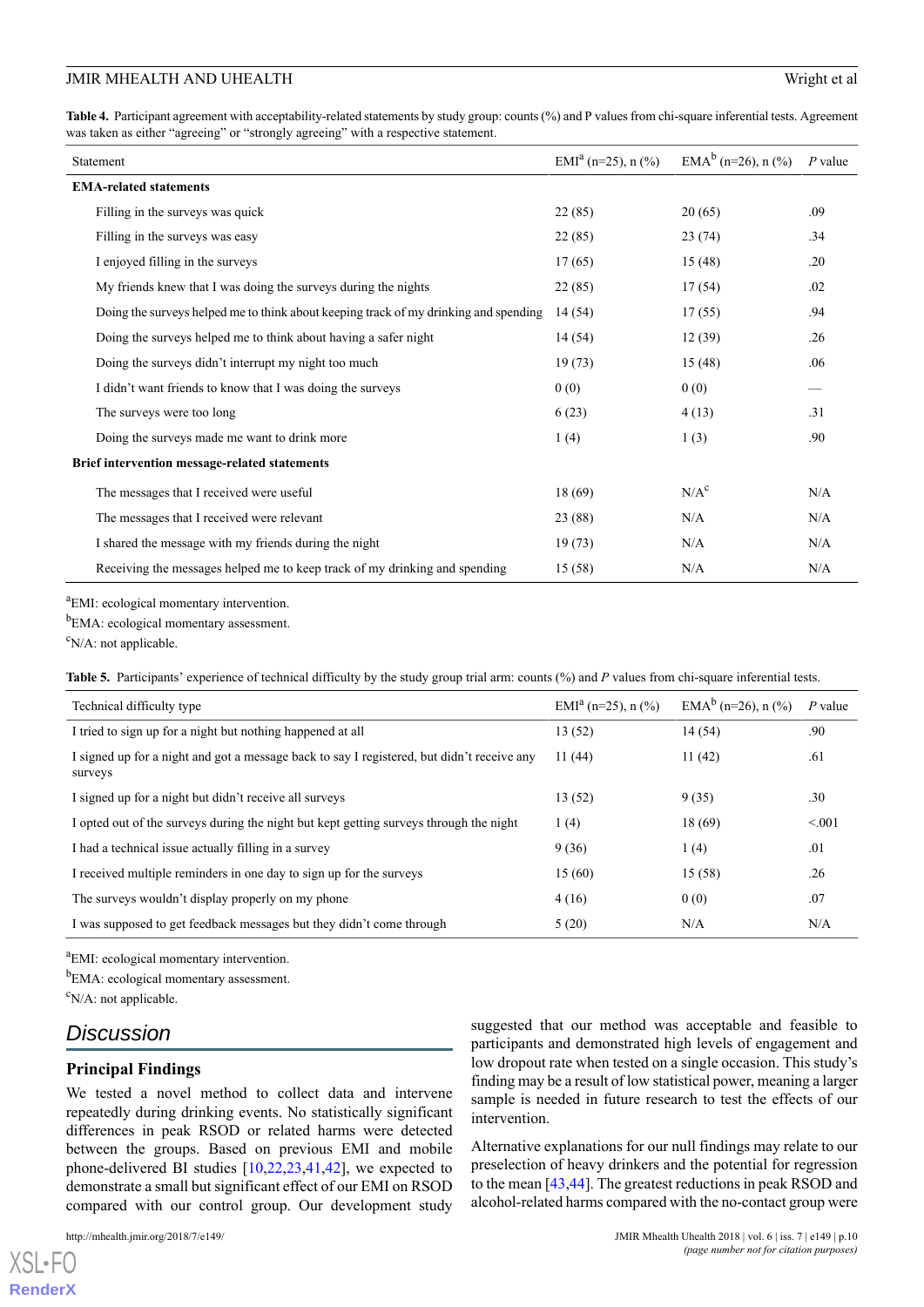**Table 4.** Participant agreement with acceptability-related statements by study group: counts (%) and P values from chi-square inferential tests. Agreement was taken as either "agreeing" or "strongly agreeing" with a respective statement.

| Statement | EMI[a] (n=25), n (%) | EMA[b] (n=26), n (%) | *P* value |
|---|---|---|---|
| **EMA-related statements** | | | |
| Filling in the surveys was quick | 22 (85) | 20 (65) | .09 |
| Filling in the surveys was easy | 22 (85) | 23 (74) | .34 |
| I enjoyed filling in the surveys | 17 (65) | 15 (48) | .20 |
| My friends knew that I was doing the surveys during the nights | 22 (85) | 17 (54) | .02 |
| Doing the surveys helped me to think about keeping track of my drinking and spending | 14 (54) | 17 (55) | .94 |
| Doing the surveys helped me to think about having a safer night | 14 (54) | 12 (39) | .26 |
| Doing the surveys didn't interrupt my night too much | 19 (73) | 15 (48) | .06 |
| I didn't want friends to know that I was doing the surveys | 0 (0) | 0 (0) | — |
| The surveys were too long | 6 (23) | 4 (13) | .31 |
| Doing the surveys made me want to drink more | 1 (4) | 1 (3) | .90 |
| **Brief intervention message-related statements** | | | |
| The messages that I received were useful | 18 (69) | N/A[c] | N/A |
| The messages that I received were relevant | 23 (88) | N/A | N/A |
| I shared the message with my friends during the night | 19 (73) | N/A | N/A |
| Receiving the messages helped me to keep track of my drinking and spending | 15 (58) | N/A | N/A |

[a]EMI: ecological momentary intervention.

[b]EMA: ecological momentary assessment.

[c]N/A: not applicable.

**Table 5.** Participants' experience of technical difficulty by the study group trial arm: counts (%) and *P* values from chi-square inferential tests.

| Technical difficulty type | EMI[a] (n=25), n (%) | EMA[b] (n=26), n (%) | *P* value |
|---|---|---|---|
| I tried to sign up for a night but nothing happened at all | 13 (52) | 14 (54) | .90 |
| I signed up for a night and got a message back to say I registered, but didn't receive any surveys | 11 (44) | 11 (42) | .61 |
| I signed up for a night but didn't receive all surveys | 13 (52) | 9 (35) | .30 |
| I opted out of the surveys during the night but kept getting surveys through the night | 1 (4) | 18 (69) | <.001 |
| I had a technical issue actually filling in a survey | 9 (36) | 1 (4) | .01 |
| I received multiple reminders in one day to sign up for the surveys | 15 (60) | 15 (58) | .26 |
| The surveys wouldn't display properly on my phone | 4 (16) | 0 (0) | .07 |
| I was supposed to get feedback messages but they didn't come through | 5 (20) | N/A | N/A |

[a]EMI: ecological momentary intervention.

[b]EMA: ecological momentary assessment.

[c]N/A: not applicable.

## Discussion

### Principal Findings

We tested a novel method to collect data and intervene repeatedly during drinking events. No statistically significant differences in peak RSOD or related harms were detected between the groups. Based on previous EMI and mobile phone-delivered BI studies [10,22,23,41,42], we expected to demonstrate a small but significant effect of our EMI on RSOD compared with our control group. Our development study suggested that our method was acceptable and feasible to participants and demonstrated high levels of engagement and low dropout rate when tested on a single occasion. This study's finding may be a result of low statistical power, meaning a larger sample is needed in future research to test the effects of our intervention.

Alternative explanations for our null findings may relate to our preselection of heavy drinkers and the potential for regression to the mean [43,44]. The greatest reductions in peak RSOD and alcohol-related harms compared with the no-contact group were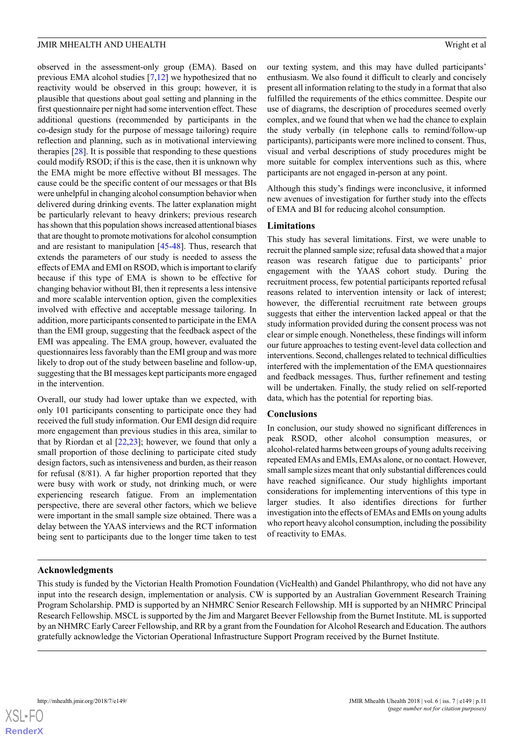observed in the assessment-only group (EMA). Based on previous EMA alcohol studies [7,12] we hypothesized that no reactivity would be observed in this group; however, it is plausible that questions about goal setting and planning in the first questionnaire per night had some intervention effect. These additional questions (recommended by participants in the co-design study for the purpose of message tailoring) require reflection and planning, such as in motivational interviewing therapies [28]. It is possible that responding to these questions could modify RSOD; if this is the case, then it is unknown why the EMA might be more effective without BI messages. The cause could be the specific content of our messages or that BIs were unhelpful in changing alcohol consumption behavior when delivered during drinking events. The latter explanation might be particularly relevant to heavy drinkers; previous research has shown that this population shows increased attentional biases that are thought to promote motivations for alcohol consumption and are resistant to manipulation [45-48]. Thus, research that extends the parameters of our study is needed to assess the effects of EMA and EMI on RSOD, which is important to clarify because if this type of EMA is shown to be effective for changing behavior without BI, then it represents a less intensive and more scalable intervention option, given the complexities involved with effective and acceptable message tailoring. In addition, more participants consented to participate in the EMA than the EMI group, suggesting that the feedback aspect of the EMI was appealing. The EMA group, however, evaluated the questionnaires less favorably than the EMI group and was more likely to drop out of the study between baseline and follow-up, suggesting that the BI messages kept participants more engaged in the intervention.

Overall, our study had lower uptake than we expected, with only 101 participants consenting to participate once they had received the full study information. Our EMI design did require more engagement than previous studies in this area, similar to that by Riordan et al [22,23]; however, we found that only a small proportion of those declining to participate cited study design factors, such as intensiveness and burden, as their reason for refusal (8/81). A far higher proportion reported that they were busy with work or study, not drinking much, or were experiencing research fatigue. From an implementation perspective, there are several other factors, which we believe were important in the small sample size obtained. There was a delay between the YAAS interviews and the RCT information being sent to participants due to the longer time taken to test our texting system, and this may have dulled participants' enthusiasm. We also found it difficult to clearly and concisely present all information relating to the study in a format that also fulfilled the requirements of the ethics committee. Despite our use of diagrams, the description of procedures seemed overly complex, and we found that when we had the chance to explain the study verbally (in telephone calls to remind/follow-up participants), participants were more inclined to consent. Thus, visual and verbal descriptions of study procedures might be more suitable for complex interventions such as this, where participants are not engaged in-person at any point.

Although this study's findings were inconclusive, it informed new avenues of investigation for further study into the effects of EMA and BI for reducing alcohol consumption.

### Limitations

This study has several limitations. First, we were unable to recruit the planned sample size; refusal data showed that a major reason was research fatigue due to participants' prior engagement with the YAAS cohort study. During the recruitment process, few potential participants reported refusal reasons related to intervention intensity or lack of interest; however, the differential recruitment rate between groups suggests that either the intervention lacked appeal or that the study information provided during the consent process was not clear or simple enough. Nonetheless, these findings will inform our future approaches to testing event-level data collection and interventions. Second, challenges related to technical difficulties interfered with the implementation of the EMA questionnaires and feedback messages. Thus, further refinement and testing will be undertaken. Finally, the study relied on self-reported data, which has the potential for reporting bias.

### Conclusions

In conclusion, our study showed no significant differences in peak RSOD, other alcohol consumption measures, or alcohol-related harms between groups of young adults receiving repeated EMAs and EMIs, EMAs alone, or no contact. However, small sample sizes meant that only substantial differences could have reached significance. Our study highlights important considerations for implementing interventions of this type in larger studies. It also identifies directions for further investigation into the effects of EMAs and EMIs on young adults who report heavy alcohol consumption, including the possibility of reactivity to EMAs.

## Acknowledgments

This study is funded by the Victorian Health Promotion Foundation (VicHealth) and Gandel Philanthropy, who did not have any input into the research design, implementation or analysis. CW is supported by an Australian Government Research Training Program Scholarship. PMD is supported by an NHMRC Senior Research Fellowship. MH is supported by an NHMRC Principal Research Fellowship. MSCL is supported by the Jim and Margaret Beever Fellowship from the Burnet Institute. ML is supported by an NHMRC Early Career Fellowship, and RR by a grant from the Foundation for Alcohol Research and Education. The authors gratefully acknowledge the Victorian Operational Infrastructure Support Program received by the Burnet Institute.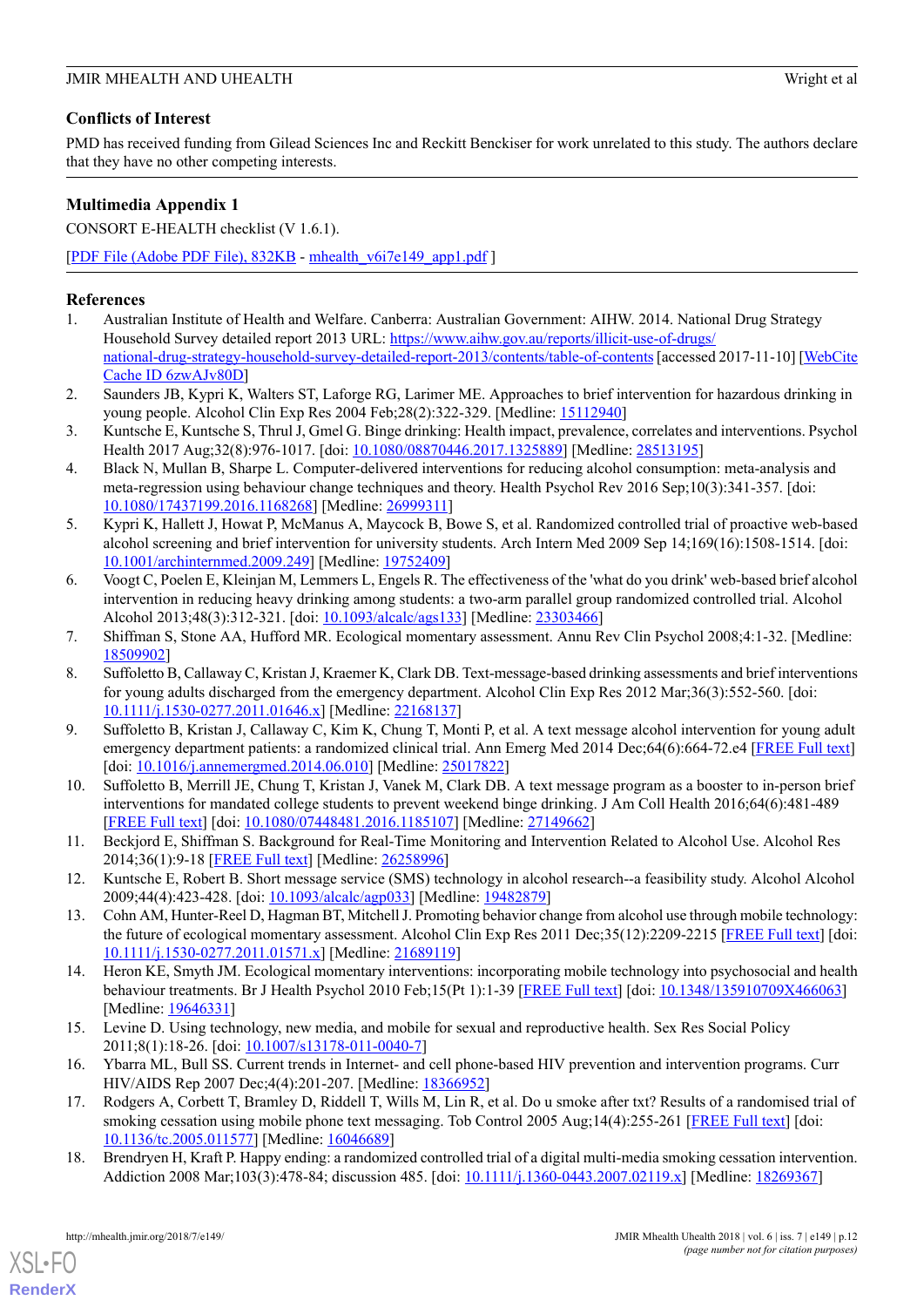## Conflicts of Interest

PMD has received funding from Gilead Sciences Inc and Reckitt Benckiser for work unrelated to this study. The authors declare that they have no other competing interests.

## Multimedia Appendix 1

CONSORT E-HEALTH checklist (V 1.6.1).

[PDF File (Adobe PDF File), 832KB - mhealth_v6i7e149_app1.pdf ]

## References

1. Australian Institute of Health and Welfare. Canberra: Australian Government: AIHW. 2014. National Drug Strategy Household Survey detailed report 2013 URL: https://www.aihw.gov.au/reports/illicit-use-of-drugs/national-drug-strategy-household-survey-detailed-report-2013/contents/table-of-contents [accessed 2017-11-10] [WebCite Cache ID 6zwAJv80D]
2. Saunders JB, Kypri K, Walters ST, Laforge RG, Larimer ME. Approaches to brief intervention for hazardous drinking in young people. Alcohol Clin Exp Res 2004 Feb;28(2):322-329. [Medline: 15112940]
3. Kuntsche E, Kuntsche S, Thrul J, Gmel G. Binge drinking: Health impact, prevalence, correlates and interventions. Psychol Health 2017 Aug;32(8):976-1017. [doi: 10.1080/08870446.2017.1325889] [Medline: 28513195]
4. Black N, Mullan B, Sharpe L. Computer-delivered interventions for reducing alcohol consumption: meta-analysis and meta-regression using behaviour change techniques and theory. Health Psychol Rev 2016 Sep;10(3):341-357. [doi: 10.1080/17437199.2016.1168268] [Medline: 26999311]
5. Kypri K, Hallett J, Howat P, McManus A, Maycock B, Bowe S, et al. Randomized controlled trial of proactive web-based alcohol screening and brief intervention for university students. Arch Intern Med 2009 Sep 14;169(16):1508-1514. [doi: 10.1001/archinternmed.2009.249] [Medline: 19752409]
6. Voogt C, Poelen E, Kleinjan M, Lemmers L, Engels R. The effectiveness of the 'what do you drink' web-based brief alcohol intervention in reducing heavy drinking among students: a two-arm parallel group randomized controlled trial. Alcohol Alcohol 2013;48(3):312-321. [doi: 10.1093/alcalc/ags133] [Medline: 23303466]
7. Shiffman S, Stone AA, Hufford MR. Ecological momentary assessment. Annu Rev Clin Psychol 2008;4:1-32. [Medline: 18509902]
8. Suffoletto B, Callaway C, Kristan J, Kraemer K, Clark DB. Text-message-based drinking assessments and brief interventions for young adults discharged from the emergency department. Alcohol Clin Exp Res 2012 Mar;36(3):552-560. [doi: 10.1111/j.1530-0277.2011.01646.x] [Medline: 22168137]
9. Suffoletto B, Kristan J, Callaway C, Kim K, Chung T, Monti P, et al. A text message alcohol intervention for young adult emergency department patients: a randomized clinical trial. Ann Emerg Med 2014 Dec;64(6):664-72.e4 [FREE Full text] [doi: 10.1016/j.annemergmed.2014.06.010] [Medline: 25017822]
10. Suffoletto B, Merrill JE, Chung T, Kristan J, Vanek M, Clark DB. A text message program as a booster to in-person brief interventions for mandated college students to prevent weekend binge drinking. J Am Coll Health 2016;64(6):481-489 [FREE Full text] [doi: 10.1080/07448481.2016.1185107] [Medline: 27149662]
11. Beckjord E, Shiffman S. Background for Real-Time Monitoring and Intervention Related to Alcohol Use. Alcohol Res 2014;36(1):9-18 [FREE Full text] [Medline: 26258996]
12. Kuntsche E, Robert B. Short message service (SMS) technology in alcohol research--a feasibility study. Alcohol Alcohol 2009;44(4):423-428. [doi: 10.1093/alcalc/agp033] [Medline: 19482879]
13. Cohn AM, Hunter-Reel D, Hagman BT, Mitchell J. Promoting behavior change from alcohol use through mobile technology: the future of ecological momentary assessment. Alcohol Clin Exp Res 2011 Dec;35(12):2209-2215 [FREE Full text] [doi: 10.1111/j.1530-0277.2011.01571.x] [Medline: 21689119]
14. Heron KE, Smyth JM. Ecological momentary interventions: incorporating mobile technology into psychosocial and health behaviour treatments. Br J Health Psychol 2010 Feb;15(Pt 1):1-39 [FREE Full text] [doi: 10.1348/135910709X466063] [Medline: 19646331]
15. Levine D. Using technology, new media, and mobile for sexual and reproductive health. Sex Res Social Policy 2011;8(1):18-26. [doi: 10.1007/s13178-011-0040-7]
16. Ybarra ML, Bull SS. Current trends in Internet- and cell phone-based HIV prevention and intervention programs. Curr HIV/AIDS Rep 2007 Dec;4(4):201-207. [Medline: 18366952]
17. Rodgers A, Corbett T, Bramley D, Riddell T, Wills M, Lin R, et al. Do u smoke after txt? Results of a randomised trial of smoking cessation using mobile phone text messaging. Tob Control 2005 Aug;14(4):255-261 [FREE Full text] [doi: 10.1136/tc.2005.011577] [Medline: 16046689]
18. Brendryen H, Kraft P. Happy ending: a randomized controlled trial of a digital multi-media smoking cessation intervention. Addiction 2008 Mar;103(3):478-84; discussion 485. [doi: 10.1111/j.1360-0443.2007.02119.x] [Medline: 18269367]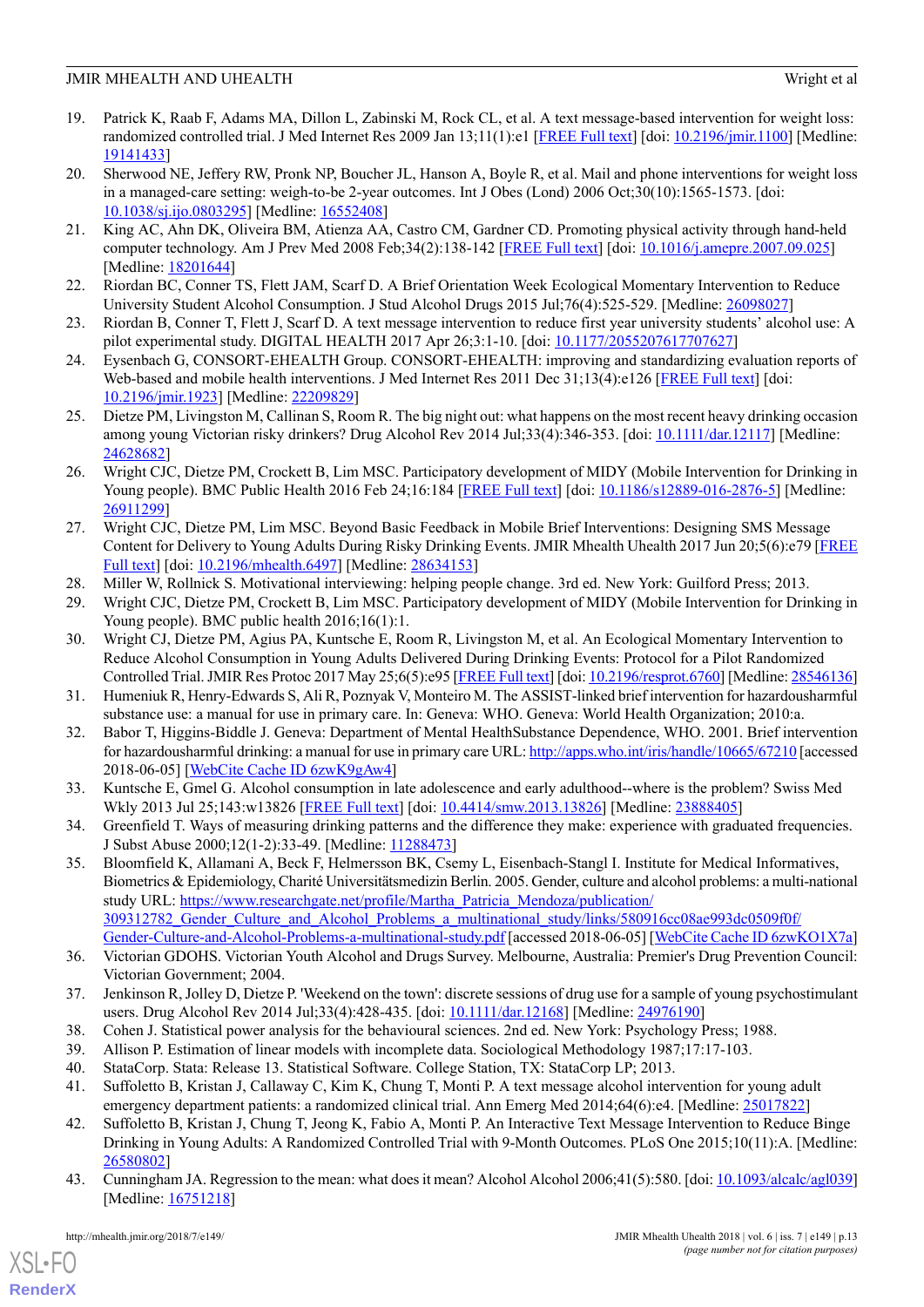19. Patrick K, Raab F, Adams MA, Dillon L, Zabinski M, Rock CL, et al. A text message-based intervention for weight loss: randomized controlled trial. J Med Internet Res 2009 Jan 13;11(1):e1 [FREE Full text] [doi: 10.2196/jmir.1100] [Medline: 19141433]
20. Sherwood NE, Jeffery RW, Pronk NP, Boucher JL, Hanson A, Boyle R, et al. Mail and phone interventions for weight loss in a managed-care setting: weigh-to-be 2-year outcomes. Int J Obes (Lond) 2006 Oct;30(10):1565-1573. [doi: 10.1038/sj.ijo.0803295] [Medline: 16552408]
21. King AC, Ahn DK, Oliveira BM, Atienza AA, Castro CM, Gardner CD. Promoting physical activity through hand-held computer technology. Am J Prev Med 2008 Feb;34(2):138-142 [FREE Full text] [doi: 10.1016/j.amepre.2007.09.025] [Medline: 18201644]
22. Riordan BC, Conner TS, Flett JAM, Scarf D. A Brief Orientation Week Ecological Momentary Intervention to Reduce University Student Alcohol Consumption. J Stud Alcohol Drugs 2015 Jul;76(4):525-529. [Medline: 26098027]
23. Riordan B, Conner T, Flett J, Scarf D. A text message intervention to reduce first year university students' alcohol use: A pilot experimental study. DIGITAL HEALTH 2017 Apr 26;3:1-10. [doi: 10.1177/2055207617707627]
24. Eysenbach G, CONSORT-EHEALTH Group. CONSORT-EHEALTH: improving and standardizing evaluation reports of Web-based and mobile health interventions. J Med Internet Res 2011 Dec 31;13(4):e126 [FREE Full text] [doi: 10.2196/jmir.1923] [Medline: 22209829]
25. Dietze PM, Livingston M, Callinan S, Room R. The big night out: what happens on the most recent heavy drinking occasion among young Victorian risky drinkers? Drug Alcohol Rev 2014 Jul;33(4):346-353. [doi: 10.1111/dar.12117] [Medline: 24628682]
26. Wright CJC, Dietze PM, Crockett B, Lim MSC. Participatory development of MIDY (Mobile Intervention for Drinking in Young people). BMC Public Health 2016 Feb 24;16:184 [FREE Full text] [doi: 10.1186/s12889-016-2876-5] [Medline: 26911299]
27. Wright CJC, Dietze PM, Lim MSC. Beyond Basic Feedback in Mobile Brief Interventions: Designing SMS Message Content for Delivery to Young Adults During Risky Drinking Events. JMIR Mhealth Uhealth 2017 Jun 20;5(6):e79 [FREE Full text] [doi: 10.2196/mhealth.6497] [Medline: 28634153]
28. Miller W, Rollnick S. Motivational interviewing: helping people change. 3rd ed. New York: Guilford Press; 2013.
29. Wright CJC, Dietze PM, Crockett B, Lim MSC. Participatory development of MIDY (Mobile Intervention for Drinking in Young people). BMC public health 2016;16(1):1.
30. Wright CJ, Dietze PM, Agius PA, Kuntsche E, Room R, Livingston M, et al. An Ecological Momentary Intervention to Reduce Alcohol Consumption in Young Adults Delivered During Drinking Events: Protocol for a Pilot Randomized Controlled Trial. JMIR Res Protoc 2017 May 25;6(5):e95 [FREE Full text] [doi: 10.2196/resprot.6760] [Medline: 28546136]
31. Humeniuk R, Henry-Edwards S, Ali R, Poznyak V, Monteiro M. The ASSIST-linked brief intervention for hazardousharmful substance use: a manual for use in primary care. In: Geneva: WHO. Geneva: World Health Organization; 2010:a.
32. Babor T, Higgins-Biddle J. Geneva: Department of Mental HealthSubstance Dependence, WHO. 2001. Brief intervention for hazardousharmful drinking: a manual for use in primary care URL: http://apps.who.int/iris/handle/10665/67210 [accessed 2018-06-05] [WebCite Cache ID 6zwK9gAw4]
33. Kuntsche E, Gmel G. Alcohol consumption in late adolescence and early adulthood--where is the problem? Swiss Med Wkly 2013 Jul 25;143:w13826 [FREE Full text] [doi: 10.4414/smw.2013.13826] [Medline: 23888405]
34. Greenfield T. Ways of measuring drinking patterns and the difference they make: experience with graduated frequencies. J Subst Abuse 2000;12(1-2):33-49. [Medline: 11288473]
35. Bloomfield K, Allamani A, Beck F, Helmersson BK, Csemy L, Eisenbach-Stangl I. Institute for Medical Informatives, Biometrics & Epidemiology, Charité Universitätsmedizin Berlin. 2005. Gender, culture and alcohol problems: a multi-national study URL: https://www.researchgate.net/profile/Martha_Patricia_Mendoza/publication/309312782_Gender_Culture_and_Alcohol_Problems_a_multinational_study/links/580916cc08ae993dc0509f0f/Gender-Culture-and-Alcohol-Problems-a-multinational-study.pdf [accessed 2018-06-05] [WebCite Cache ID 6zwKO1X7a]
36. Victorian GDOHS. Victorian Youth Alcohol and Drugs Survey. Melbourne, Australia: Premier's Drug Prevention Council: Victorian Government; 2004.
37. Jenkinson R, Jolley D, Dietze P. 'Weekend on the town': discrete sessions of drug use for a sample of young psychostimulant users. Drug Alcohol Rev 2014 Jul;33(4):428-435. [doi: 10.1111/dar.12168] [Medline: 24976190]
38. Cohen J. Statistical power analysis for the behavioural sciences. 2nd ed. New York: Psychology Press; 1988.
39. Allison P. Estimation of linear models with incomplete data. Sociological Methodology 1987;17:17-103.
40. StataCorp. Stata: Release 13. Statistical Software. College Station, TX: StataCorp LP; 2013.
41. Suffoletto B, Kristan J, Callaway C, Kim K, Chung T, Monti P. A text message alcohol intervention for young adult emergency department patients: a randomized clinical trial. Ann Emerg Med 2014;64(6):e4. [Medline: 25017822]
42. Suffoletto B, Kristan J, Chung T, Jeong K, Fabio A, Monti P. An Interactive Text Message Intervention to Reduce Binge Drinking in Young Adults: A Randomized Controlled Trial with 9-Month Outcomes. PLoS One 2015;10(11):A. [Medline: 26580802]
43. Cunningham JA. Regression to the mean: what does it mean? Alcohol Alcohol 2006;41(5):580. [doi: 10.1093/alcalc/agl039] [Medline: 16751218]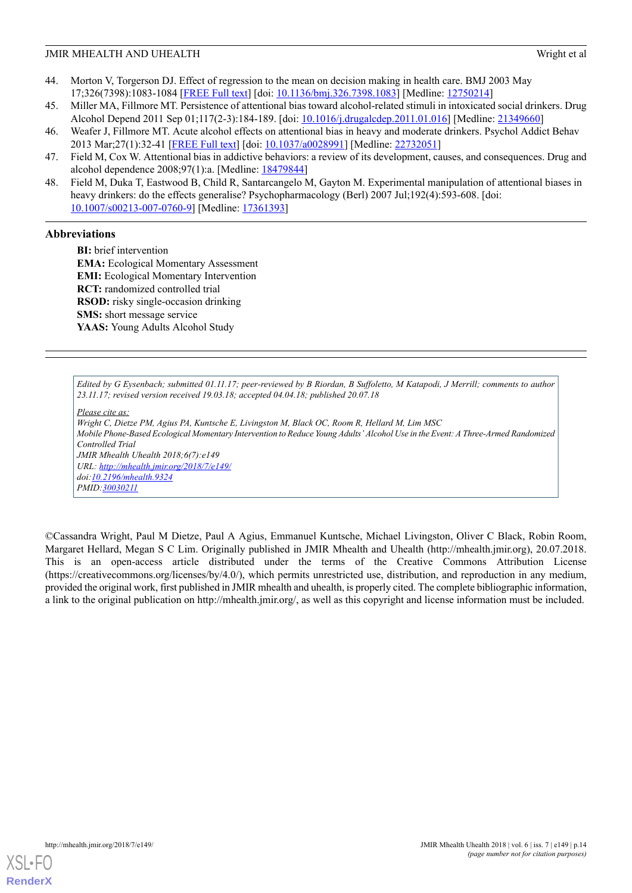44. Morton V, Torgerson DJ. Effect of regression to the mean on decision making in health care. BMJ 2003 May 17;326(7398):1083-1084 [FREE Full text] [doi: 10.1136/bmj.326.7398.1083] [Medline: 12750214]
45. Miller MA, Fillmore MT. Persistence of attentional bias toward alcohol-related stimuli in intoxicated social drinkers. Drug Alcohol Depend 2011 Sep 01;117(2-3):184-189. [doi: 10.1016/j.drugalcdep.2011.01.016] [Medline: 21349660]
46. Weafer J, Fillmore MT. Acute alcohol effects on attentional bias in heavy and moderate drinkers. Psychol Addict Behav 2013 Mar;27(1):32-41 [FREE Full text] [doi: 10.1037/a0028991] [Medline: 22732051]
47. Field M, Cox W. Attentional bias in addictive behaviors: a review of its development, causes, and consequences. Drug and alcohol dependence 2008;97(1):a. [Medline: 18479844]
48. Field M, Duka T, Eastwood B, Child R, Santarcangelo M, Gayton M. Experimental manipulation of attentional biases in heavy drinkers: do the effects generalise? Psychopharmacology (Berl) 2007 Jul;192(4):593-608. [doi: 10.1007/s00213-007-0760-9] [Medline: 17361393]

## Abbreviations

**BI:** brief intervention
**EMA:** Ecological Momentary Assessment
**EMI:** Ecological Momentary Intervention
**RCT:** randomized controlled trial
**RSOD:** risky single-occasion drinking
**SMS:** short message service
**YAAS:** Young Adults Alcohol Study

*Edited by G Eysenbach; submitted 01.11.17; peer-reviewed by B Riordan, B Suffoletto, M Katapodi, J Merrill; comments to author 23.11.17; revised version received 19.03.18; accepted 04.04.18; published 20.07.18*

*Please cite as:*
*Wright C, Dietze PM, Agius PA, Kuntsche E, Livingston M, Black OC, Room R, Hellard M, Lim MSC*
*Mobile Phone-Based Ecological Momentary Intervention to Reduce Young Adults' Alcohol Use in the Event: A Three-Armed Randomized Controlled Trial*
*JMIR Mhealth Uhealth 2018;6(7):e149*
*URL: http://mhealth.jmir.org/2018/7/e149/*
*doi:10.2196/mhealth.9324*
*PMID:30030211*

©Cassandra Wright, Paul M Dietze, Paul A Agius, Emmanuel Kuntsche, Michael Livingston, Oliver C Black, Robin Room, Margaret Hellard, Megan S C Lim. Originally published in JMIR Mhealth and Uhealth (http://mhealth.jmir.org), 20.07.2018. This is an open-access article distributed under the terms of the Creative Commons Attribution License (https://creativecommons.org/licenses/by/4.0/), which permits unrestricted use, distribution, and reproduction in any medium, provided the original work, first published in JMIR mhealth and uhealth, is properly cited. The complete bibliographic information, a link to the original publication on http://mhealth.jmir.org/, as well as this copyright and license information must be included.